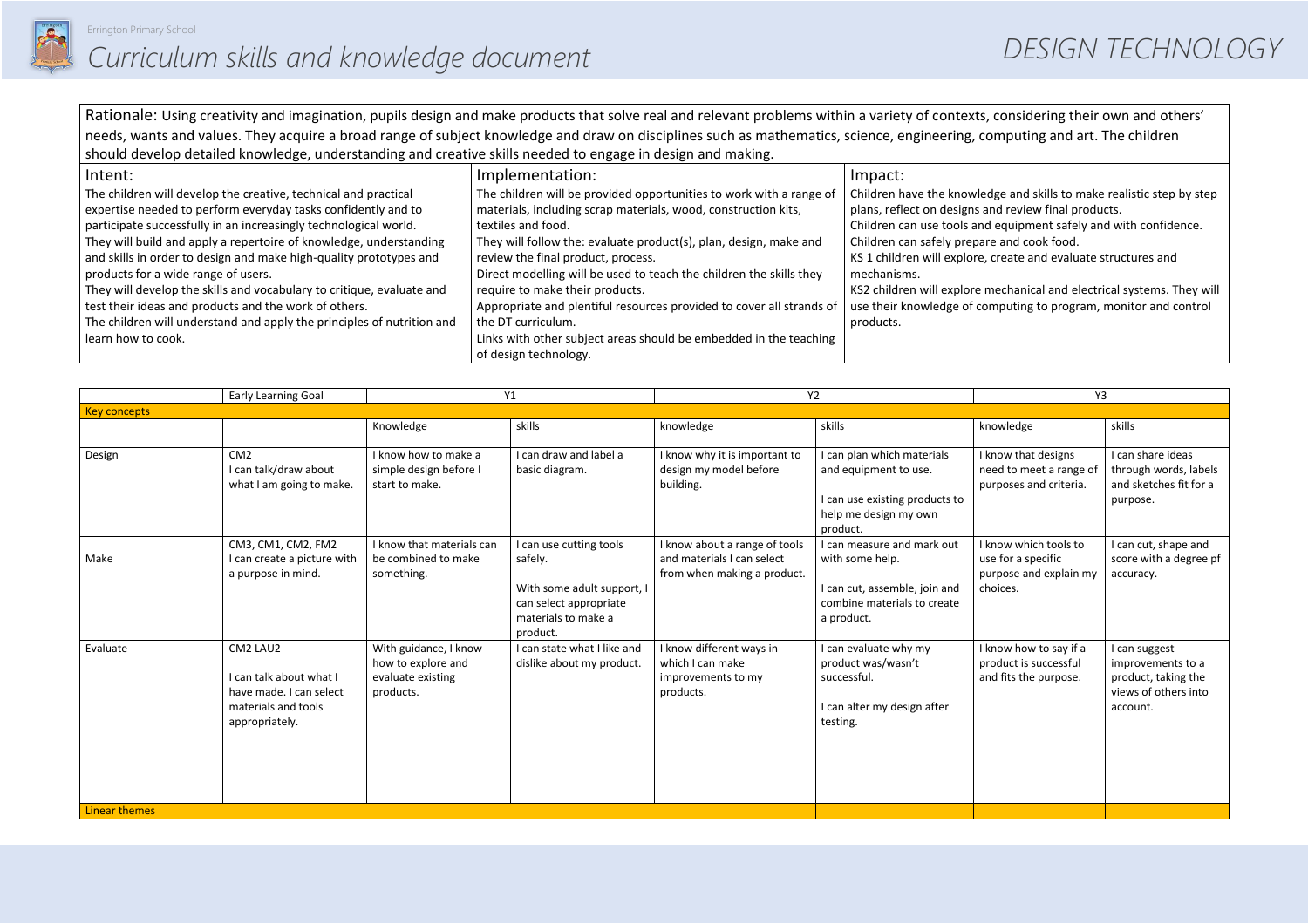Errington Primary School

# Curriculum skills and knowledge document

# DESIGN TECHNOLOGY

Rationale: Using creativity and imagination, pupils design and make products that solve real and relevant problems within a variety of contexts, considering their own and others' needs, wants and values. They acquire a broad range of subject knowledge and draw on disciplines such as mathematics, science, engineering, computing and art. The children should develop detailed knowledge, understanding and creative skills needed to engage in design and making.

| Intent: | Implementation: | Impact: |
|---|---|---|
| The children will develop the creative, technical and practical expertise needed to perform everyday tasks confidently and to participate successfully in an increasingly technological world. They will build and apply a repertoire of knowledge, understanding and skills in order to design and make high-quality prototypes and products for a wide range of users. They will develop the skills and vocabulary to critique, evaluate and test their ideas and products and the work of others. The children will understand and apply the principles of nutrition and learn how to cook. | The children will be provided opportunities to work with a range of materials, including scrap materials, wood, construction kits, textiles and food. They will follow the: evaluate product(s), plan, design, make and review the final product, process. Direct modelling will be used to teach the children the skills they require to make their products. Appropriate and plentiful resources provided to cover all strands of the DT curriculum. Links with other subject areas should be embedded in the teaching of design technology. | Children have the knowledge and skills to make realistic step by step plans, reflect on designs and review final products. Children can use tools and equipment safely and with confidence. Children can safely prepare and cook food. KS 1 children will explore, create and evaluate structures and mechanisms. KS2 children will explore mechanical and electrical systems. They will use their knowledge of computing to program, monitor and control products. |

| | Early Learning Goal | Y1 | | Y2 | | Y3 | |
|---|---|---|---|---|---|---|---|
| **Key concepts** | | | | | | | |
| | | Knowledge | skills | knowledge | skills | knowledge | skills |
| Design | CM2<br>I can talk/draw about what I am going to make. | I know how to make a simple design before I start to make. | I can draw and label a basic diagram. | I know why it is important to design my model before building. | I can plan which materials and equipment to use.<br><br>I can use existing products to help me design my own product. | I know that designs need to meet a range of purposes and criteria. | I can share ideas through words, labels and sketches fit for a purpose. |
| Make | CM3, CM1, CM2, FM2<br>I can create a picture with a purpose in mind. | I know that materials can be combined to make something. | I can use cutting tools safely.<br><br>With some adult support, I can select appropriate materials to make a product. | I know about a range of tools and materials I can select from when making a product. | I can measure and mark out with some help.<br><br>I can cut, assemble, join and combine materials to create a product. | I know which tools to use for a specific purpose and explain my choices. | I can cut, shape and score with a degree pf accuracy. |
| Evaluate | CM2 LAU2<br><br>I can talk about what I have made. I can select materials and tools appropriately. | With guidance, I know how to explore and evaluate existing products. | I can state what I like and dislike about my product. | I know different ways in which I can make improvements to my products. | I can evaluate why my product was/wasn't successful.<br><br>I can alter my design after testing. | I know how to say if a product is successful and fits the purpose. | I can suggest improvements to a product, taking the views of others into account. |
| **Linear themes** | | | | | | | |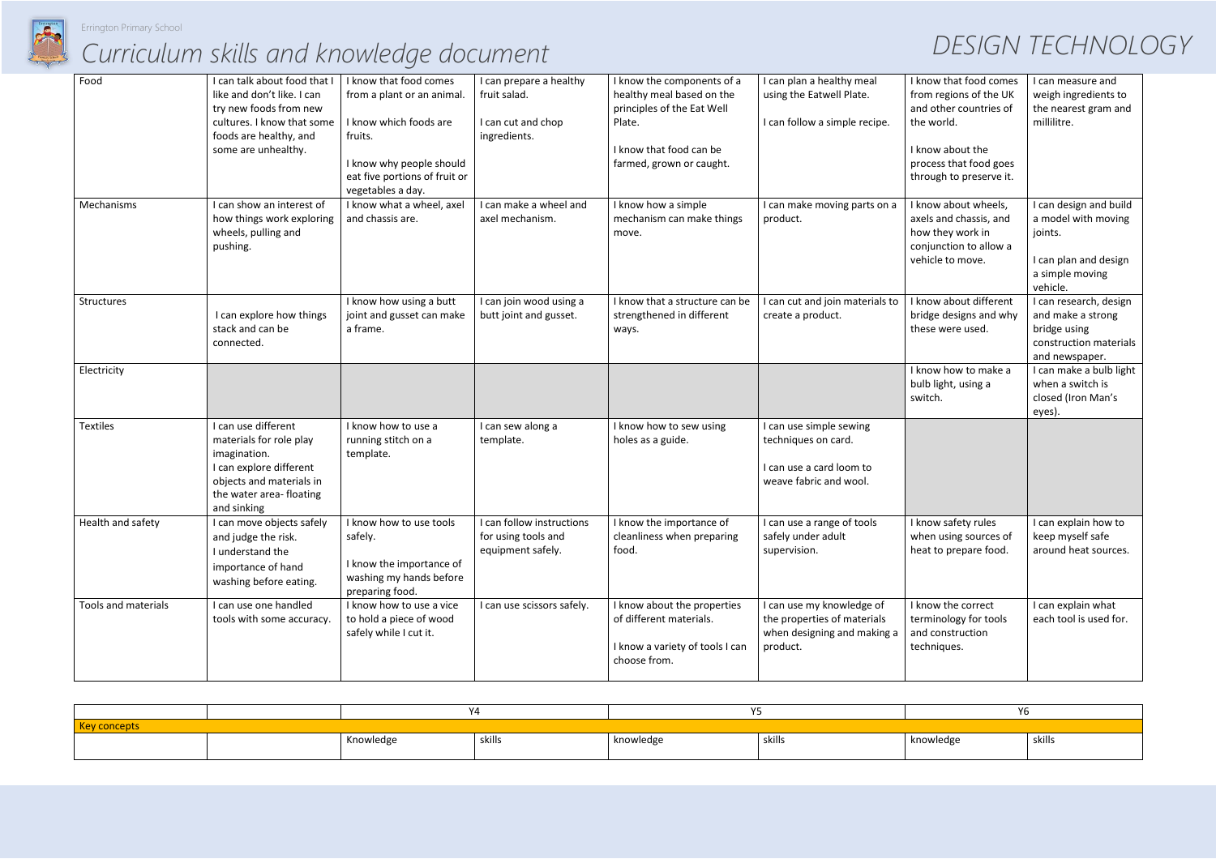Errington Primary School

# Curriculum skills and knowledge document

# DESIGN TECHNOLOGY

| | | | | | | | |
|---|---|---|---|---|---|---|---|
| Food | I can talk about food that I like and don't like. I can try new foods from new cultures. I know that some foods are healthy, and some are unhealthy. | I know that food comes from a plant or an animal.<br><br>I know which foods are fruits.<br><br>I know why people should eat five portions of fruit or vegetables a day. | I can prepare a healthy fruit salad.<br><br>I can cut and chop ingredients. | I know the components of a healthy meal based on the principles of the Eat Well Plate.<br><br>I know that food can be farmed, grown or caught. | I can plan a healthy meal using the Eatwell Plate.<br><br>I can follow a simple recipe. | I know that food comes from regions of the UK and other countries of the world.<br><br>I know about the process that food goes through to preserve it. | I can measure and weigh ingredients to the nearest gram and millilitre. |
| Mechanisms | I can show an interest of how things work exploring wheels, pulling and pushing. | I know what a wheel, axel and chassis are. | I can make a wheel and axel mechanism. | I know how a simple mechanism can make things move. | I can make moving parts on a product. | I know about wheels, axels and chassis, and how they work in conjunction to allow a vehicle to move. | I can design and build a model with moving joints.<br><br>I can plan and design a simple moving vehicle. |
| Structures | I can explore how things stack and can be connected. | I know how using a butt joint and gusset can make a frame. | I can join wood using a butt joint and gusset. | I know that a structure can be strengthened in different ways. | I can cut and join materials to create a product. | I know about different bridge designs and why these were used. | I can research, design and make a strong bridge using construction materials and newspaper. |
| Electricity | | | | | | I know how to make a bulb light, using a switch. | I can make a bulb light when a switch is closed (Iron Man's eyes). |
| Textiles | I can use different materials for role play imagination.<br>I can explore different objects and materials in the water area- floating and sinking | I know how to use a running stitch on a template. | I can sew along a template. | I know how to sew using holes as a guide. | I can use simple sewing techniques on card.<br><br>I can use a card loom to weave fabric and wool. | | |
| Health and safety | I can move objects safely and judge the risk.<br>I understand the importance of hand washing before eating. | I know how to use tools safely.<br><br>I know the importance of washing my hands before preparing food. | I can follow instructions for using tools and equipment safely. | I know the importance of cleanliness when preparing food. | I can use a range of tools safely under adult supervision. | I know safety rules when using sources of heat to prepare food. | I can explain how to keep myself safe around heat sources. |
| Tools and materials | I can use one handled tools with some accuracy. | I know how to use a vice to hold a piece of wood safely while I cut it. | I can use scissors safely. | I know about the properties of different materials.<br><br>I know a variety of tools I can choose from. | I can use my knowledge of the properties of materials when designing and making a product. | I know the correct terminology for tools and construction techniques. | I can explain what each tool is used for. |

| | | Y4 | | Y5 | | Y6 | |
|---|---|---|---|---|---|---|---|
| Key concepts | | | | | | | |
| | | Knowledge | skills | knowledge | skills | knowledge | skills |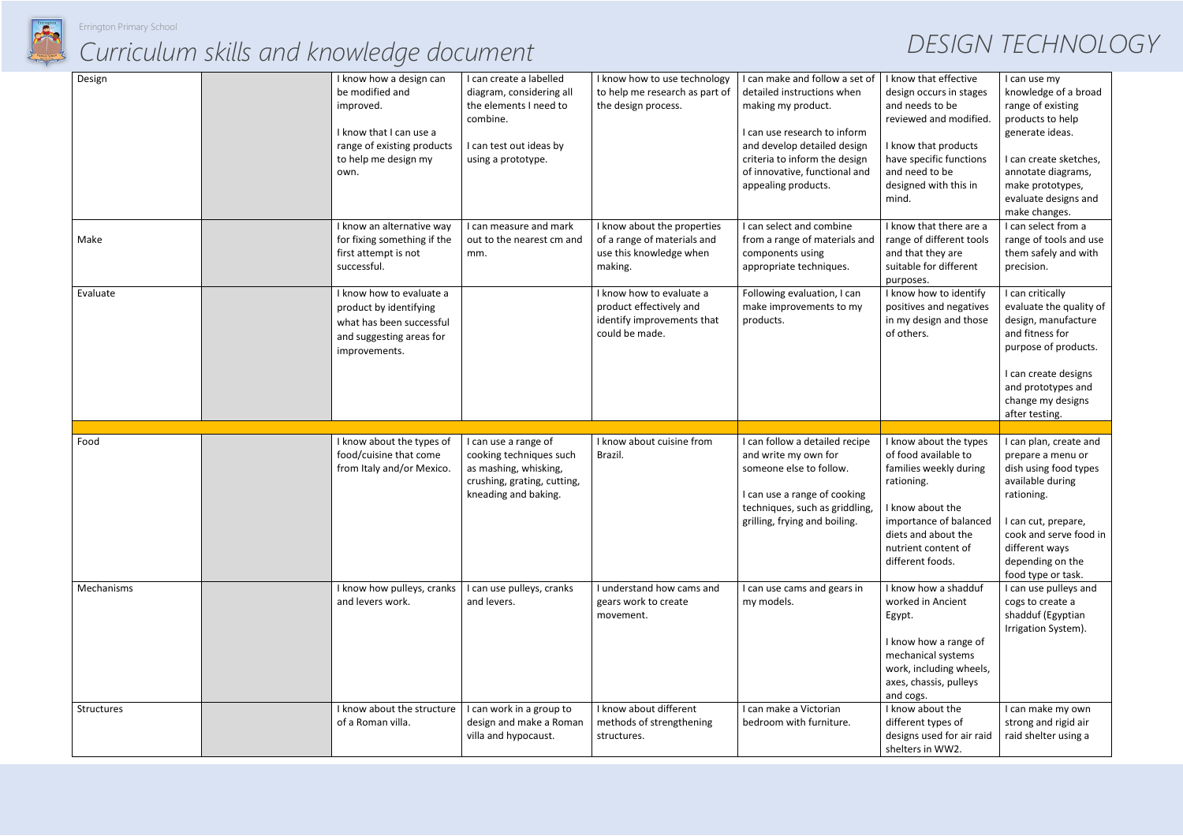# Curriculum skills and knowledge document

# DESIGN TECHNOLOGY

| | | | | | | | |
|---|---|---|---|---|---|---|---|
| Design | | I know how a design can be modified and improved.<br><br>I know that I can use a range of existing products to help me design my own. | I can create a labelled diagram, considering all the elements I need to combine.<br><br>I can test out ideas by using a prototype. | I know how to use technology to help me research as part of the design process. | I can make and follow a set of detailed instructions when making my product.<br><br>I can use research to inform and develop detailed design criteria to inform the design of innovative, functional and appealing products. | I know that effective design occurs in stages and needs to be reviewed and modified.<br><br>I know that products have specific functions and need to be designed with this in mind. | I can use my knowledge of a broad range of existing products to help generate ideas.<br><br>I can create sketches, annotate diagrams, make prototypes, evaluate designs and make changes. |
| Make | | I know an alternative way for fixing something if the first attempt is not successful. | I can measure and mark out to the nearest cm and mm. | I know about the properties of a range of materials and use this knowledge when making. | I can select and combine from a range of materials and components using appropriate techniques. | I know that there are a range of different tools and that they are suitable for different purposes. | I can select from a range of tools and use them safely and with precision. |
| Evaluate | | I know how to evaluate a product by identifying what has been successful and suggesting areas for improvements. | | I know how to evaluate a product effectively and identify improvements that could be made. | Following evaluation, I can make improvements to my products. | I know how to identify positives and negatives in my design and those of others. | I can critically evaluate the quality of design, manufacture and fitness for purpose of products.<br><br>I can create designs and prototypes and change my designs after testing. |
| | | | | | | | |
| Food | | I know about the types of food/cuisine that come from Italy and/or Mexico. | I can use a range of cooking techniques such as mashing, whisking, crushing, grating, cutting, kneading and baking. | I know about cuisine from Brazil. | I can follow a detailed recipe and write my own for someone else to follow.<br><br>I can use a range of cooking techniques, such as griddling, grilling, frying and boiling. | I know about the types of food available to families weekly during rationing.<br><br>I know about the importance of balanced diets and about the nutrient content of different foods. | I can plan, create and prepare a menu or dish using food types available during rationing.<br><br>I can cut, prepare, cook and serve food in different ways depending on the food type or task. |
| Mechanisms | | I know how pulleys, cranks and levers work. | I can use pulleys, cranks and levers. | I understand how cams and gears work to create movement. | I can use cams and gears in my models. | I know how a shadduf worked in Ancient Egypt.<br><br>I know how a range of mechanical systems work, including wheels, axes, chassis, pulleys and cogs. | I can use pulleys and cogs to create a shadduf (Egyptian Irrigation System). |
| Structures | | I know about the structure of a Roman villa. | I can work in a group to design and make a Roman villa and hypocaust. | I know about different methods of strengthening structures. | I can make a Victorian bedroom with furniture. | I know about the different types of designs used for air raid shelters in WW2. | I can make my own strong and rigid air raid shelter using a |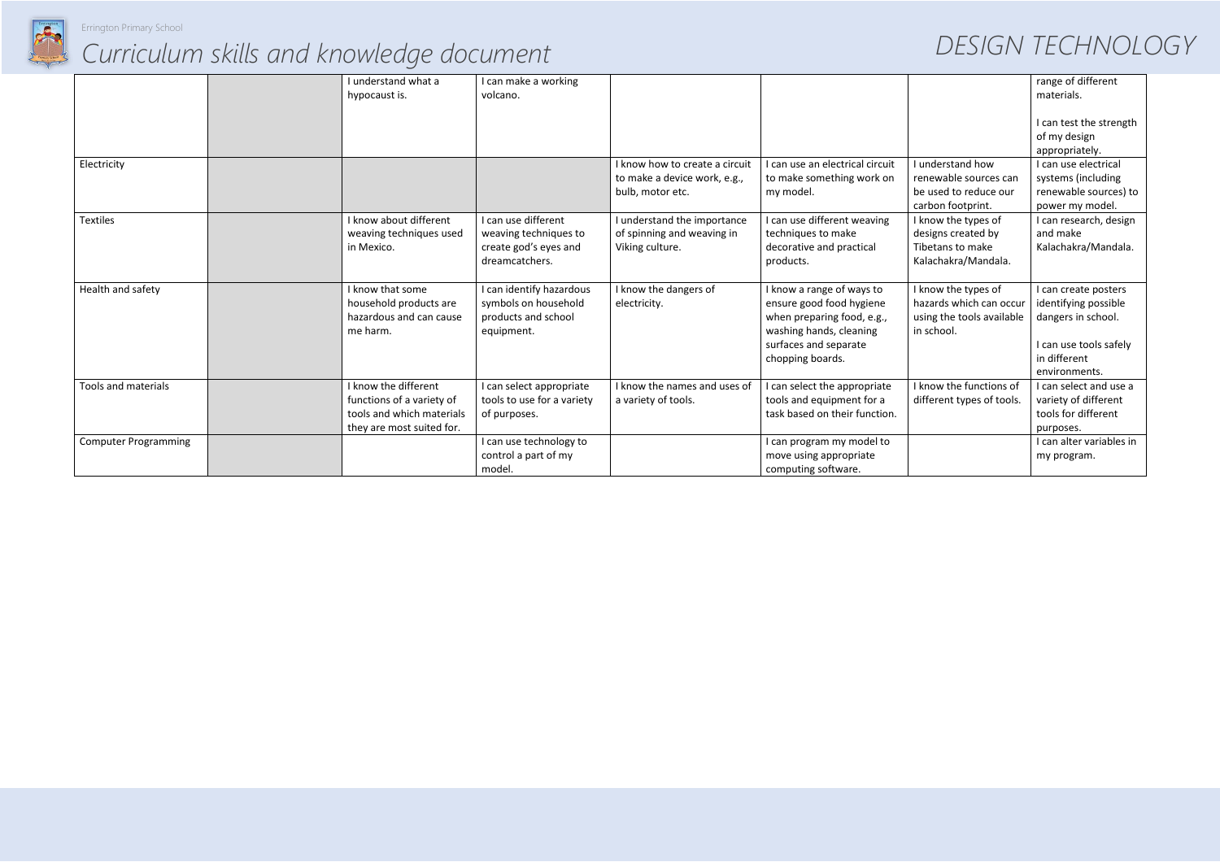| | | | | | | | |
|---|---|---|---|---|---|---|---|
| | | I understand what a hypocaust is. | I can make a working volcano. | | | | range of different materials.<br><br>I can test the strength of my design appropriately. |
| Electricity | | | | I know how to create a circuit to make a device work, e.g., bulb, motor etc. | I can use an electrical circuit to make something work on my model. | I understand how renewable sources can be used to reduce our carbon footprint. | I can use electrical systems (including renewable sources) to power my model. |
| Textiles | | I know about different weaving techniques used in Mexico. | I can use different weaving techniques to create god's eyes and dreamcatchers. | I understand the importance of spinning and weaving in Viking culture. | I can use different weaving techniques to make decorative and practical products. | I know the types of designs created by Tibetans to make Kalachakra/Mandala. | I can research, design and make Kalachakra/Mandala. |
| Health and safety | | I know that some household products are hazardous and can cause me harm. | I can identify hazardous symbols on household products and school equipment. | I know the dangers of electricity. | I know a range of ways to ensure good food hygiene when preparing food, e.g., washing hands, cleaning surfaces and separate chopping boards. | I know the types of hazards which can occur using the tools available in school. | I can create posters identifying possible dangers in school.<br><br>I can use tools safely in different environments. |
| Tools and materials | | I know the different functions of a variety of tools and which materials they are most suited for. | I can select appropriate tools to use for a variety of purposes. | I know the names and uses of a variety of tools. | I can select the appropriate tools and equipment for a task based on their function. | I know the functions of different types of tools. | I can select and use a variety of different tools for different purposes. |
| Computer Programming | | | I can use technology to control a part of my model. | | I can program my model to move using appropriate computing software. | | I can alter variables in my program. |